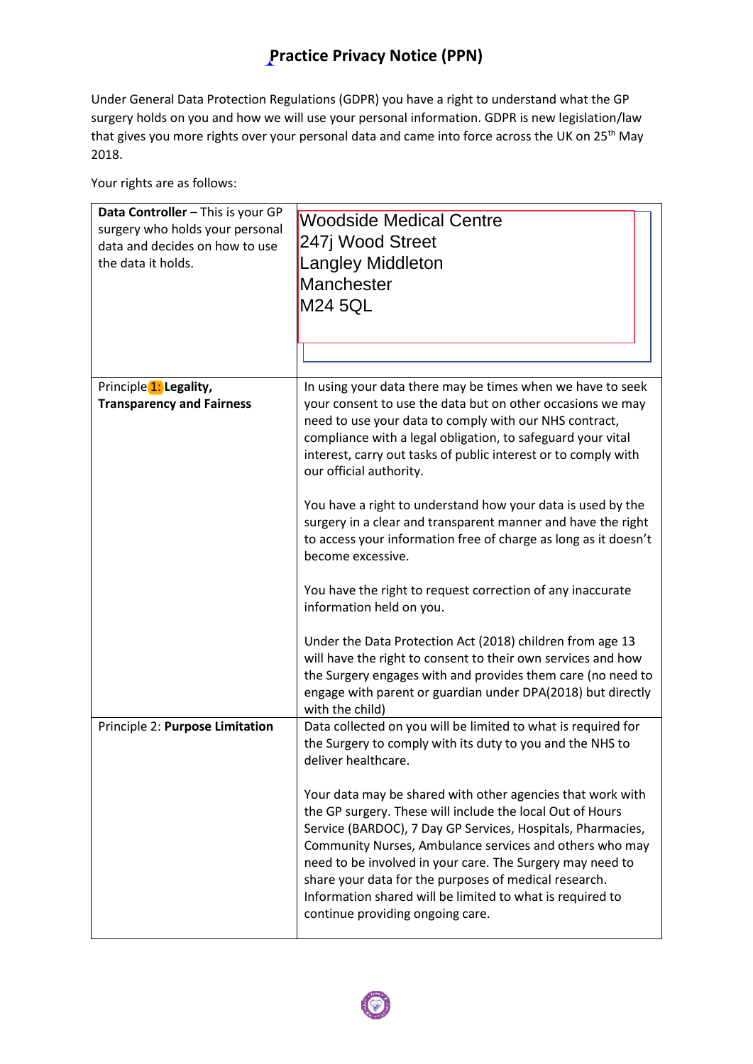# Practice Privacy Notice (PPN)

Under General Data Protection Regulations (GDPR) you have a right to understand what the GP surgery holds on you and how we will use your personal information. GDPR is new legislation/law that gives you more rights over your personal data and came into force across the UK on 25th May 2018.

Your rights are as follows:

| | |
|---|---|
| **Data Controller** – This is your GP surgery who holds your personal data and decides on how to use the data it holds. | Woodside Medical Centre<br>247j Wood Street<br>Langley Middleton<br>Manchester<br>M24 5QL |
| Principle 1: **Legality, Transparency and Fairness** | In using your data there may be times when we have to seek your consent to use the data but on other occasions we may need to use your data to comply with our NHS contract, compliance with a legal obligation, to safeguard your vital interest, carry out tasks of public interest or to comply with our official authority.<br><br>You have a right to understand how your data is used by the surgery in a clear and transparent manner and have the right to access your information free of charge as long as it doesn't become excessive.<br><br>You have the right to request correction of any inaccurate information held on you.<br><br>Under the Data Protection Act (2018) children from age 13 will have the right to consent to their own services and how the Surgery engages with and provides them care (no need to engage with parent or guardian under DPA(2018) but directly with the child) |
| Principle 2: **Purpose Limitation** | Data collected on you will be limited to what is required for the Surgery to comply with its duty to you and the NHS to deliver healthcare.<br><br>Your data may be shared with other agencies that work with the GP surgery. These will include the local Out of Hours Service (BARDOC), 7 Day GP Services, Hospitals, Pharmacies, Community Nurses, Ambulance services and others who may need to be involved in your care. The Surgery may need to share your data for the purposes of medical research. Information shared will be limited to what is required to continue providing ongoing care. |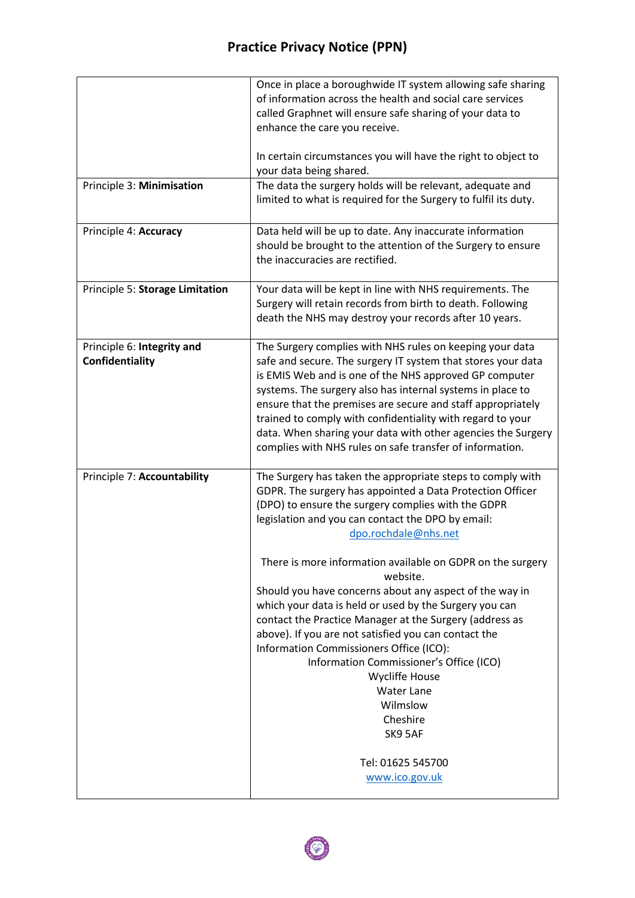# Practice Privacy Notice (PPN)

| | |
|---|---|
| | Once in place a boroughwide IT system allowing safe sharing of information across the health and social care services called Graphnet will ensure safe sharing of your data to enhance the care you receive.<br><br>In certain circumstances you will have the right to object to your data being shared. |
| Principle 3: **Minimisation** | The data the surgery holds will be relevant, adequate and limited to what is required for the Surgery to fulfil its duty. |
| Principle 4: **Accuracy** | Data held will be up to date. Any inaccurate information should be brought to the attention of the Surgery to ensure the inaccuracies are rectified. |
| Principle 5: **Storage Limitation** | Your data will be kept in line with NHS requirements. The Surgery will retain records from birth to death. Following death the NHS may destroy your records after 10 years. |
| Principle 6: **Integrity and Confidentiality** | The Surgery complies with NHS rules on keeping your data safe and secure. The surgery IT system that stores your data is EMIS Web and is one of the NHS approved GP computer systems. The surgery also has internal systems in place to ensure that the premises are secure and staff appropriately trained to comply with confidentiality with regard to your data. When sharing your data with other agencies the Surgery complies with NHS rules on safe transfer of information. |
| Principle 7: **Accountability** | The Surgery has taken the appropriate steps to comply with GDPR. The surgery has appointed a Data Protection Officer (DPO) to ensure the surgery complies with the GDPR legislation and you can contact the DPO by email:<br>[dpo.rochdale@nhs.net](mailto:dpo.rochdale@nhs.net)<br><br>There is more information available on GDPR on the surgery website.<br>Should you have concerns about any aspect of the way in which your data is held or used by the Surgery you can contact the Practice Manager at the Surgery (address as above). If you are not satisfied you can contact the Information Commissioners Office (ICO):<br>Information Commissioner's Office (ICO)<br>Wycliffe House<br>Water Lane<br>Wilmslow<br>Cheshire<br>SK9 5AF<br><br>Tel: 01625 545700<br>[www.ico.gov.uk](http://www.ico.gov.uk) |